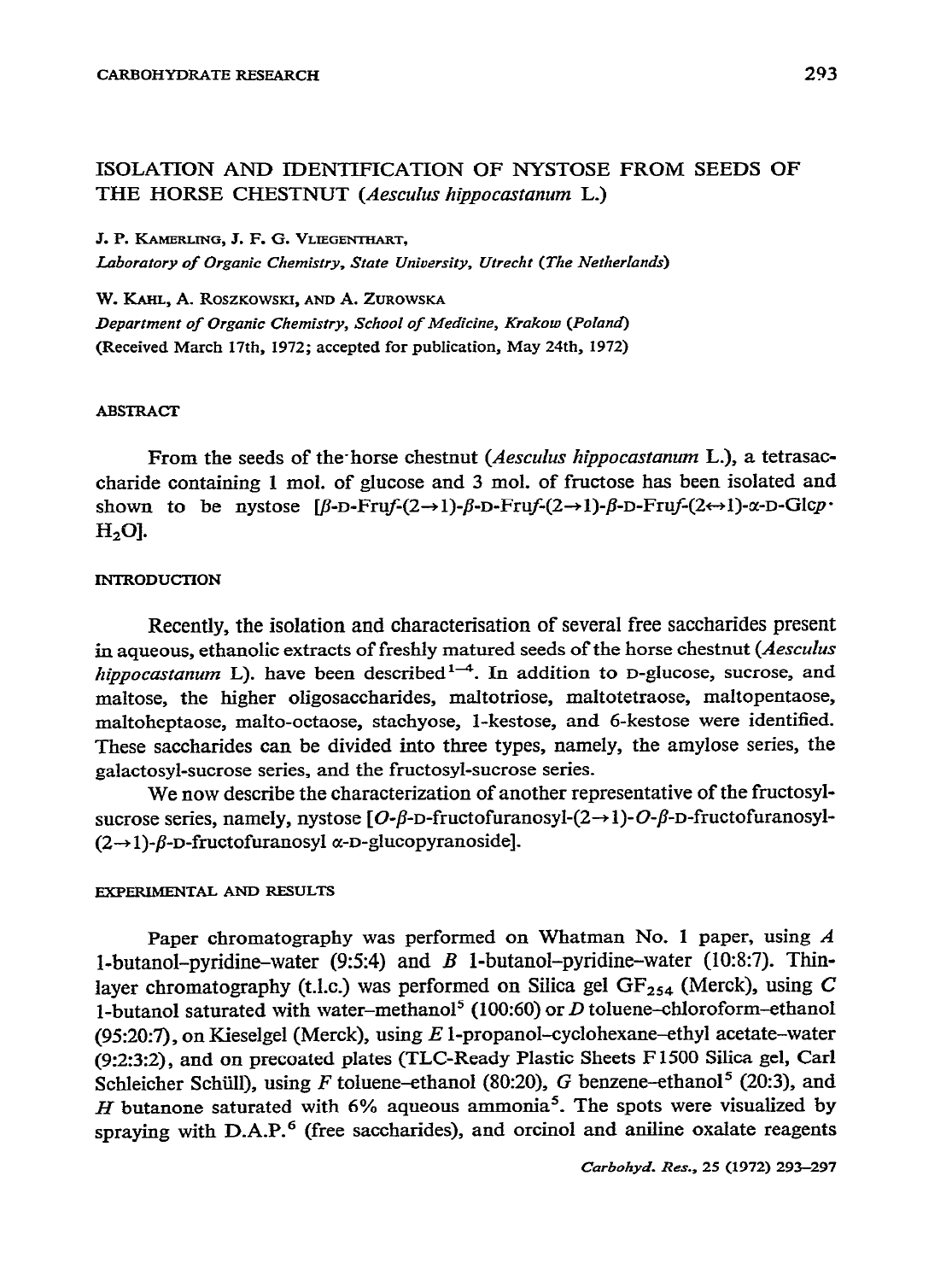# ISOLATION AND IDENTIFICATION OF NYSTOSE FROM SEEDS OF THE HORSE CHESTNUT (*Aesculus hippocastanum* L.)

J. P. KAMERLING, J. F. G. VLIEGENTHART,

*Laboratory of Organic Chemistry, State University, Utrecht (The Netherlands)*

W. KAHL, A. ROSZKOWSKI, AND A. ZUROWSKA

*Department of Organic Chemistry, School of Medicine, Krakow (Poland)*

(Received March 17th, 1972; accepted for publication, May 24th, 1972)

## ABSTRACT

From the seeds of the horse chestnut (*Aesculus hippocastanum* L.), a tetrasaccharide containing 1 mol. of glucose and 3 mol. of fructose has been isolated and shown to be nystose [β-D-Fru*f*-(2→1)-β-D-Fru*f*-(2→1)-β-D-Fru*f*-(2↔1)-α-D-Glc*p*·$H_2O$].

## INTRODUCTION

Recently, the isolation and characterisation of several free saccharides present in aqueous, ethanolic extracts of freshly matured seeds of the horse chestnut (*Aesculus hippocastanum* L). have been described[1–4]. In addition to D-glucose, sucrose, and maltose, the higher oligosaccharides, maltotriose, maltotetraose, maltopentaose, maltoheptaose, malto-octaose, stachyose, 1-kestose, and 6-kestose were identified. These saccharides can be divided into three types, namely, the amylose series, the galactosyl-sucrose series, and the fructosyl-sucrose series.

We now describe the characterization of another representative of the fructosyl-sucrose series, namely, nystose [*O*-β-D-fructofuranosyl-(2→1)-*O*-β-D-fructofuranosyl-(2→1)-β-D-fructofuranosyl α-D-glucopyranoside].

## EXPERIMENTAL AND RESULTS

Paper chromatography was performed on Whatman No. 1 paper, using *A* 1-butanol–pyridine–water (9:5:4) and *B* 1-butanol–pyridine–water (10:8:7). Thin-layer chromatography (t.l.c.) was performed on Silica gel $GF_{254}$ (Merck), using *C* 1-butanol saturated with water–methanol[5] (100:60) or *D* toluene–chloroform–ethanol (95:20:7), on Kieselgel (Merck), using *E* 1-propanol–cyclohexane–ethyl acetate–water (9:2:3:2), and on precoated plates (TLC-Ready Plastic Sheets F1500 Silica gel, Carl Schleicher Schüll), using *F* toluene–ethanol (80:20), *G* benzene–ethanol[5] (20:3), and *H* butanone saturated with 6% aqueous ammonia[5]. The spots were visualized by spraying with D.A.P.[6] (free saccharides), and orcinol and aniline oxalate reagents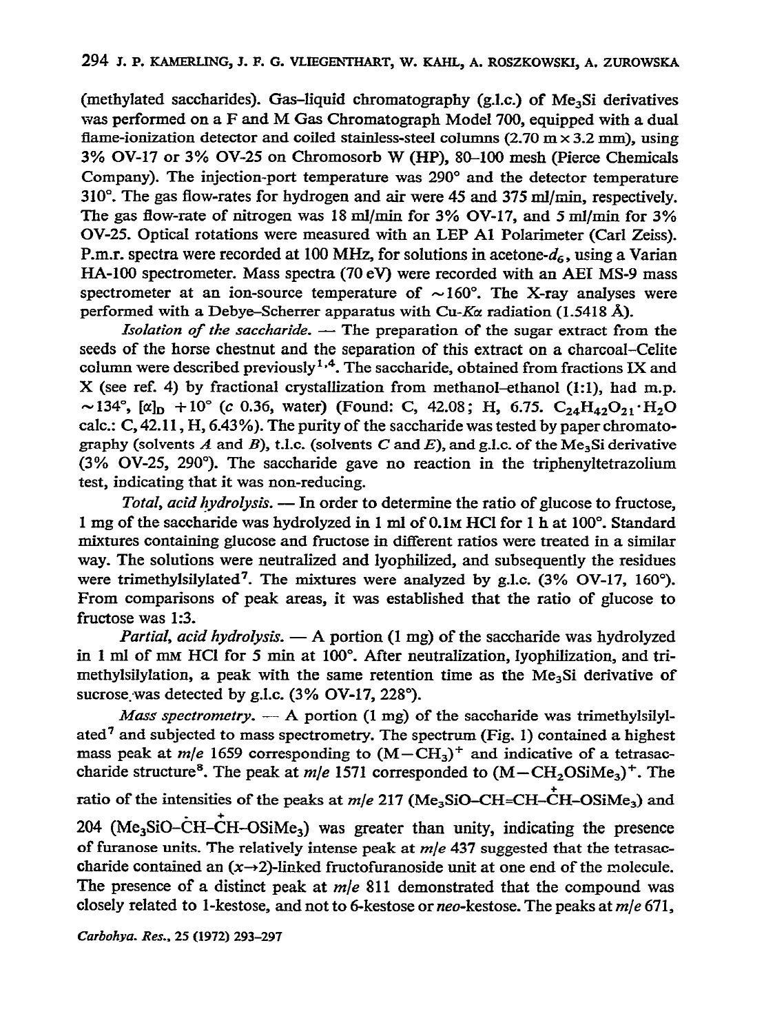(methylated saccharides). Gas–liquid chromatography (g.l.c.) of $Me_3Si$ derivatives was performed on a F and M Gas Chromatograph Model 700, equipped with a dual flame-ionization detector and coiled stainless-steel columns (2.70 m × 3.2 mm), using 3% OV-17 or 3% OV-25 on Chromosorb W (HP), 80–100 mesh (Pierce Chemicals Company). The injection-port temperature was 290° and the detector temperature 310°. The gas flow-rates for hydrogen and air were 45 and 375 ml/min, respectively. The gas flow-rate of nitrogen was 18 ml/min for 3% OV-17, and 5 ml/min for 3% OV-25. Optical rotations were measured with an LEP A1 Polarimeter (Carl Zeiss). P.m.r. spectra were recorded at 100 MHz, for solutions in acetone-$d_6$, using a Varian HA-100 spectrometer. Mass spectra (70 eV) were recorded with an AEI MS-9 mass spectrometer at an ion-source temperature of ~160°. The X-ray analyses were performed with a Debye–Scherrer apparatus with Cu-$K\alpha$ radiation (1.5418 Å).

*Isolation of the saccharide.* — The preparation of the sugar extract from the seeds of the horse chestnut and the separation of this extract on a charcoal–Celite column were described previously[1,4]. The saccharide, obtained from fractions IX and X (see ref. 4) by fractional crystallization from methanol–ethanol (1:1), had m.p. ~134°, $[\alpha]_D$ +10° (*c* 0.36, water) (Found: C, 42.08; H, 6.75. $C_{24}H_{42}O_{21} \cdot H_2O$ calc.: C, 42.11, H, 6.43%). The purity of the saccharide was tested by paper chromatography (solvents *A* and *B*), t.l.c. (solvents *C* and *E*), and g.l.c. of the $Me_3Si$ derivative (3% OV-25, 290°). The saccharide gave no reaction in the triphenyltetrazolium test, indicating that it was non-reducing.

*Total, acid hydrolysis.* — In order to determine the ratio of glucose to fructose, 1 mg of the saccharide was hydrolyzed in 1 ml of 0.1M HCl for 1 h at 100°. Standard mixtures containing glucose and fructose in different ratios were treated in a similar way. The solutions were neutralized and lyophilized, and subsequently the residues were trimethylsilylated[7]. The mixtures were analyzed by g.l.c. (3% OV-17, 160°). From comparisons of peak areas, it was established that the ratio of glucose to fructose was 1:3.

*Partial, acid hydrolysis.* — A portion (1 mg) of the saccharide was hydrolyzed in 1 ml of mM HCl for 5 min at 100°. After neutralization, lyophilization, and trimethylsilylation, a peak with the same retention time as the $Me_3Si$ derivative of sucrose was detected by g.l.c. (3% OV-17, 228°).

*Mass spectrometry.* — A portion (1 mg) of the saccharide was trimethylsilylated[7] and subjected to mass spectrometry. The spectrum (Fig. 1) contained a highest mass peak at *m/e* 1659 corresponding to $(M-CH_3)^+$ and indicative of a tetrasaccharide structure[8]. The peak at *m/e* 1571 corresponded to $(M-CH_2OSiMe_3)^+$. The ratio of the intensities of the peaks at *m/e* 217 ($Me_3SiO\text{–}CH\text{=}CH\text{–}\overset{+}{C}H\text{–}OSiMe_3$) and 204 ($Me_3SiO\text{–}\dot{C}H\text{–}\overset{+}{C}H\text{–}OSiMe_3$) was greater than unity, indicating the presence of furanose units. The relatively intense peak at *m/e* 437 suggested that the tetrasaccharide contained an $(x\rightarrow 2)$-linked fructofuranoside unit at one end of the molecule. The presence of a distinct peak at *m/e* 811 demonstrated that the compound was closely related to 1-kestose, and not to 6-kestose or *neo*-kestose. The peaks at *m/e* 671,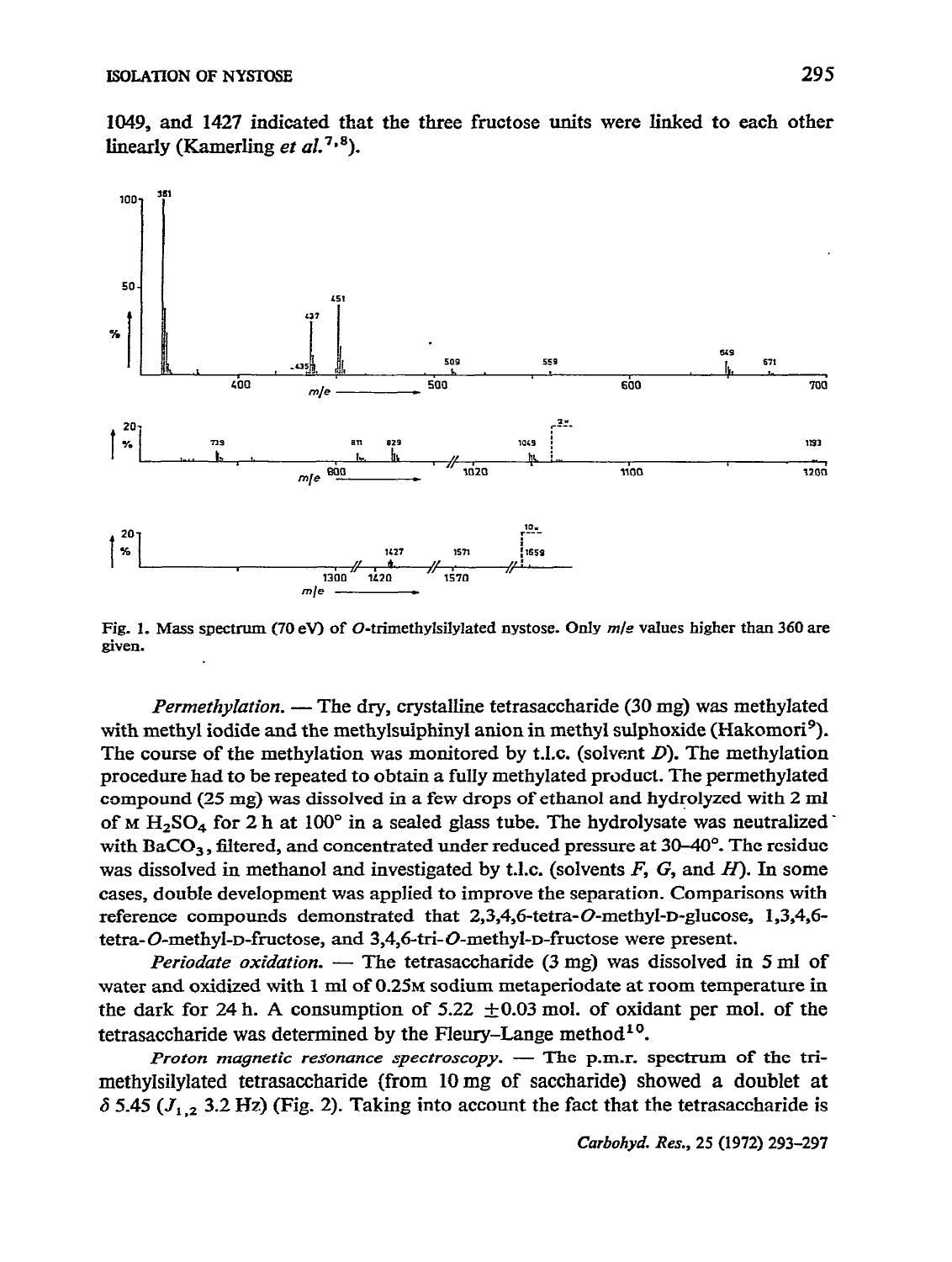1049, and 1427 indicated that the three fructose units were linked to each other linearly (Kamerling *et al.*[7,8]).

Fig. 1. Mass spectrum (70 eV) of *O*-trimethylsilylated nystose. Only *m/e* values higher than 360 are given.

*Permethylation.* — The dry, crystalline tetrasaccharide (30 mg) was methylated with methyl iodide and the methylsulphinyl anion in methyl sulphoxide (Hakomori[9]). The course of the methylation was monitored by t.l.c. (solvent *D*). The methylation procedure had to be repeated to obtain a fully methylated product. The permethylated compound (25 mg) was dissolved in a few drops of ethanol and hydrolyzed with 2 ml of M $H_2SO_4$ for 2 h at 100° in a sealed glass tube. The hydrolysate was neutralized with $BaCO_3$, filtered, and concentrated under reduced pressure at 30–40°. The residue was dissolved in methanol and investigated by t.l.c. (solvents *F*, *G*, and *H*). In some cases, double development was applied to improve the separation. Comparisons with reference compounds demonstrated that 2,3,4,6-tetra-*O*-methyl-D-glucose, 1,3,4,6-tetra-*O*-methyl-D-fructose, and 3,4,6-tri-*O*-methyl-D-fructose were present.

*Periodate oxidation.* — The tetrasaccharide (3 mg) was dissolved in 5 ml of water and oxidized with 1 ml of 0.25M sodium metaperiodate at room temperature in the dark for 24 h. A consumption of 5.22 ±0.03 mol. of oxidant per mol. of the tetrasaccharide was determined by the Fleury–Lange method[10].

*Proton magnetic resonance spectroscopy.* — The p.m.r. spectrum of the trimethylsilylated tetrasaccharide (from 10 mg of saccharide) showed a doublet at $\delta$ 5.45 ($J_{1,2}$ 3.2 Hz) (Fig. 2). Taking into account the fact that the tetrasaccharide is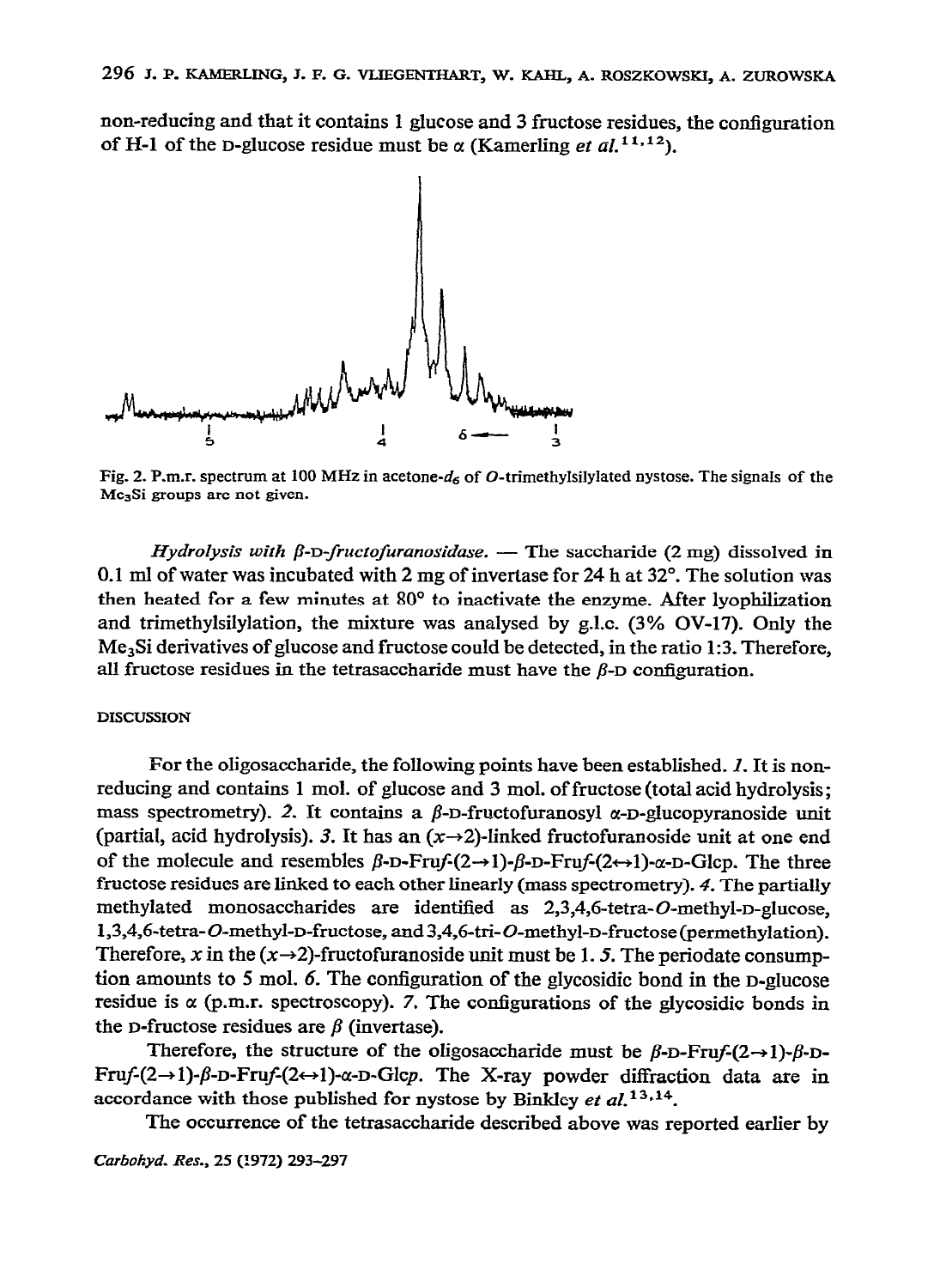non-reducing and that it contains 1 glucose and 3 fructose residues, the configuration of H-1 of the D-glucose residue must be α (Kamerling *et al.*[11,12]).

Fig. 2. P.m.r. spectrum at 100 MHz in acetone-$d_6$ of *O*-trimethylsilylated nystose. The signals of the $Me_3Si$ groups are not given.

*Hydrolysis with β-D-fructofuranosidase.* — The saccharide (2 mg) dissolved in 0.1 ml of water was incubated with 2 mg of invertase for 24 h at 32°. The solution was then heated for a few minutes at 80° to inactivate the enzyme. After lyophilization and trimethylsilylation, the mixture was analysed by g.l.c. (3% OV-17). Only the $Me_3Si$ derivatives of glucose and fructose could be detected, in the ratio 1:3. Therefore, all fructose residues in the tetrasaccharide must have the β-D configuration.

## DISCUSSION

For the oligosaccharide, the following points have been established. *1.* It is non-reducing and contains 1 mol. of glucose and 3 mol. of fructose (total acid hydrolysis; mass spectrometry). *2.* It contains a β-D-fructofuranosyl α-D-glucopyranoside unit (partial, acid hydrolysis). *3.* It has an ($x$→2)-linked fructofuranoside unit at one end of the molecule and resembles β-D-Fru*f*-(2→1)-β-D-Fru*f*-(2↔1)-α-D-Glc*p*. The three fructose residues are linked to each other linearly (mass spectrometry). *4.* The partially methylated monosaccharides are identified as 2,3,4,6-tetra-*O*-methyl-D-glucose, 1,3,4,6-tetra-*O*-methyl-D-fructose, and 3,4,6-tri-*O*-methyl-D-fructose (permethylation). Therefore, $x$ in the ($x$→2)-fructofuranoside unit must be 1. *5.* The periodate consumption amounts to 5 mol. *6.* The configuration of the glycosidic bond in the D-glucose residue is α (p.m.r. spectroscopy). *7.* The configurations of the glycosidic bonds in the D-fructose residues are β (invertase).

Therefore, the structure of the oligosaccharide must be β-D-Fru*f*-(2→1)-β-D-Fru*f*-(2→1)-β-D-Fru*f*-(2↔1)-α-D-Glc*p*. The X-ray powder diffraction data are in accordance with those published for nystose by Binkley *et al.*[13,14].

The occurrence of the tetrasaccharide described above was reported earlier by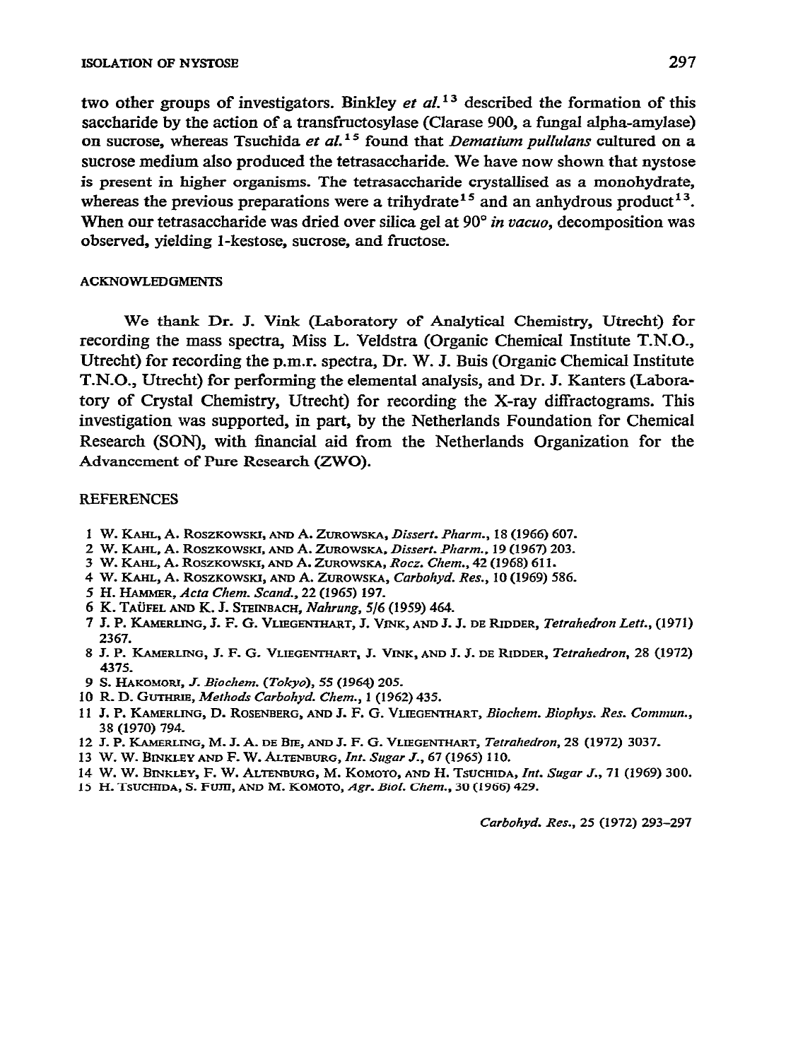two other groups of investigators. Binkley *et al.*[13] described the formation of this saccharide by the action of a transfructosylase (Clarase 900, a fungal alpha-amylase) on sucrose, whereas Tsuchida *et al.*[15] found that *Dematium pullulans* cultured on a sucrose medium also produced the tetrasaccharide. We have now shown that nystose is present in higher organisms. The tetrasaccharide crystallised as a monohydrate, whereas the previous preparations were a trihydrate[15] and an anhydrous product[13]. When our tetrasaccharide was dried over silica gel at 90° *in vacuo*, decomposition was observed, yielding 1-kestose, sucrose, and fructose.

## ACKNOWLEDGMENTS

We thank Dr. J. Vink (Laboratory of Analytical Chemistry, Utrecht) for recording the mass spectra, Miss L. Veldstra (Organic Chemical Institute T.N.O., Utrecht) for recording the p.m.r. spectra, Dr. W. J. Buis (Organic Chemical Institute T.N.O., Utrecht) for performing the elemental analysis, and Dr. J. Kanters (Laboratory of Crystal Chemistry, Utrecht) for recording the X-ray diffractograms. This investigation was supported, in part, by the Netherlands Foundation for Chemical Research (SON), with financial aid from the Netherlands Organization for the Advancement of Pure Research (ZWO).

## REFERENCES

1. W. Kahl, A. Roszkowski, and A. Zurowska, *Dissert. Pharm.*, 18 (1966) 607.
2. W. Kahl, A. Roszkowski, and A. Zurowska, *Dissert. Pharm.*, 19 (1967) 203.
3. W. Kahl, A. Roszkowski, and A. Zurowska, *Rocz. Chem.*, 42 (1968) 611.
4. W. Kahl, A. Roszkowski, and A. Zurowska, *Carbohyd. Res.*, 10 (1969) 586.
5. H. Hammer, *Acta Chem. Scand.*, 22 (1965) 197.
6. K. Taüfel and K. J. Steinbach, *Nahrung*, 5/6 (1959) 464.
7. J. P. Kamerling, J. F. G. Vliegenthart, J. Vink, and J. J. de Ridder, *Tetrahedron Lett.*, (1971) 2367.
8. J. P. Kamerling, J. F. G. Vliegenthart, J. Vink, and J. J. de Ridder, *Tetrahedron*, 28 (1972) 4375.
9. S. Hakomori, *J. Biochem. (Tokyo)*, 55 (1964) 205.
10. R. D. Guthrie, *Methods Carbohyd. Chem.*, 1 (1962) 435.
11. J. P. Kamerling, D. Rosenberg, and J. F. G. Vliegenthart, *Biochem. Biophys. Res. Commun.*, 38 (1970) 794.
12. J. P. Kamerling, M. J. A. de Bie, and J. F. G. Vliegenthart, *Tetrahedron*, 28 (1972) 3037.
13. W. W. Binkley and F. W. Altenburg, *Int. Sugar J.*, 67 (1965) 110.
14. W. W. Binkley, F. W. Altenburg, M. Komoto, and H. Tsuchida, *Int. Sugar J.*, 71 (1969) 300.
15. H. Tsuchida, S. Fujii, and M. Komoto, *Agr. Biol. Chem.*, 30 (1966) 429.